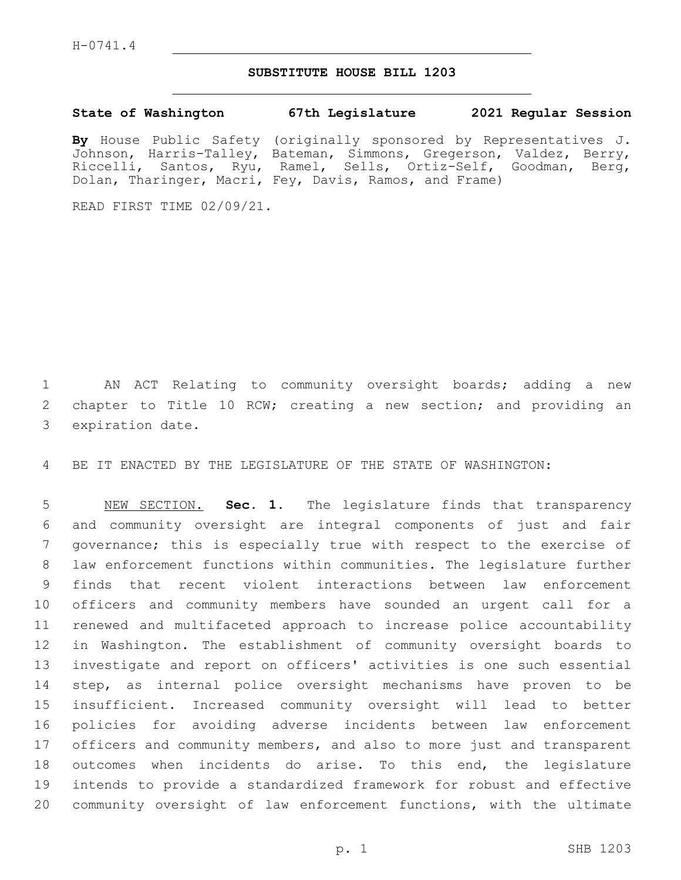H-0741.4

# SUBSTITUTE HOUSE BILL 1203

**State of Washington 67th Legislature 2021 Regular Session**

**By** House Public Safety (originally sponsored by Representatives J. Johnson, Harris-Talley, Bateman, Simmons, Gregerson, Valdez, Berry, Riccelli, Santos, Ryu, Ramel, Sells, Ortiz-Self, Goodman, Berg, Dolan, Tharinger, Macri, Fey, Davis, Ramos, and Frame)

READ FIRST TIME 02/09/21.

AN ACT Relating to community oversight boards; adding a new chapter to Title 10 RCW; creating a new section; and providing an expiration date.

BE IT ENACTED BY THE LEGISLATURE OF THE STATE OF WASHINGTON:

NEW SECTION. **Sec. 1.** The legislature finds that transparency and community oversight are integral components of just and fair governance; this is especially true with respect to the exercise of law enforcement functions within communities. The legislature further finds that recent violent interactions between law enforcement officers and community members have sounded an urgent call for a renewed and multifaceted approach to increase police accountability in Washington. The establishment of community oversight boards to investigate and report on officers' activities is one such essential step, as internal police oversight mechanisms have proven to be insufficient. Increased community oversight will lead to better policies for avoiding adverse incidents between law enforcement officers and community members, and also to more just and transparent outcomes when incidents do arise. To this end, the legislature intends to provide a standardized framework for robust and effective community oversight of law enforcement functions, with the ultimate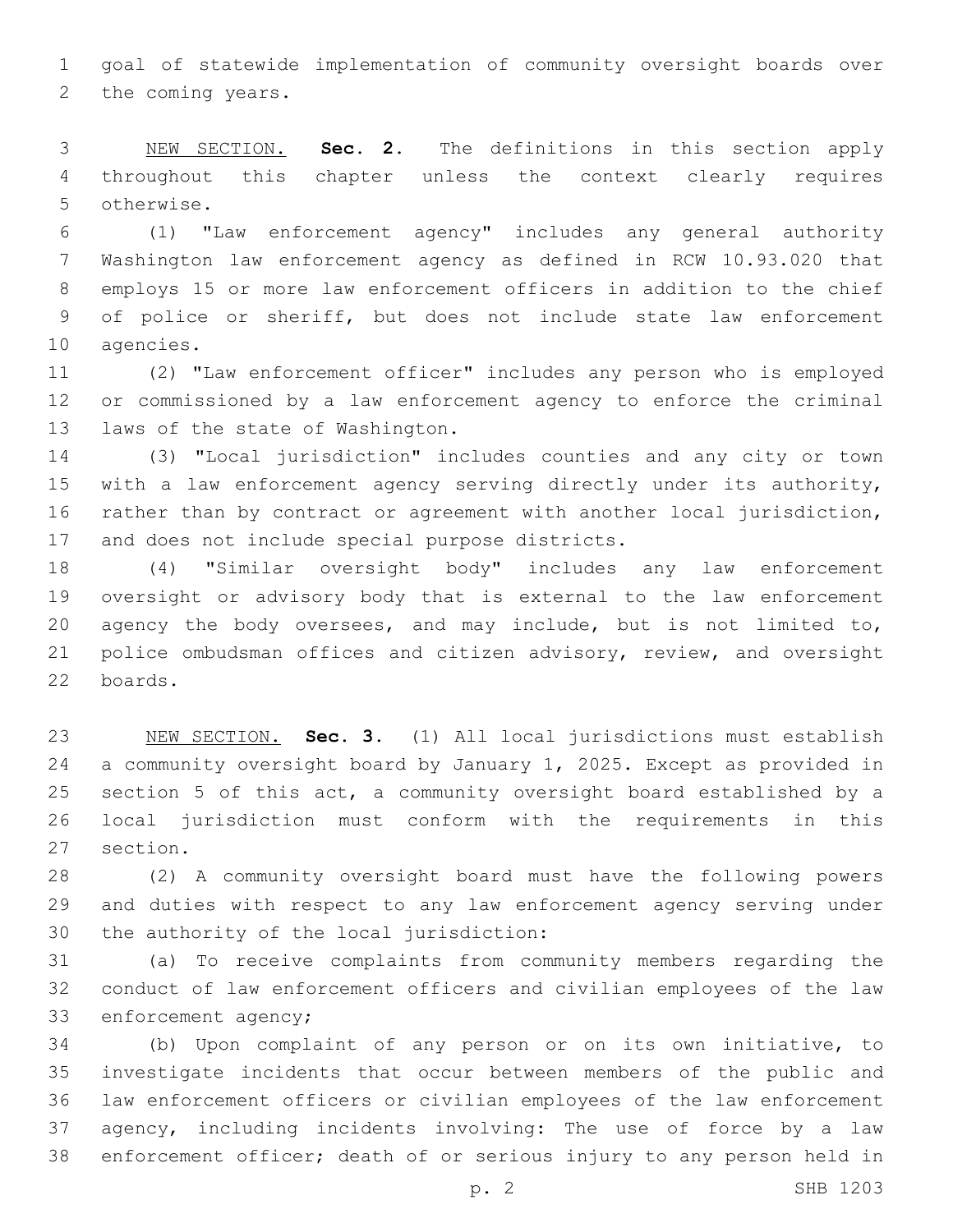goal of statewide implementation of community oversight boards over the coming years.

NEW SECTION. **Sec. 2.** The definitions in this section apply throughout this chapter unless the context clearly requires otherwise.

(1) "Law enforcement agency" includes any general authority Washington law enforcement agency as defined in RCW 10.93.020 that employs 15 or more law enforcement officers in addition to the chief of police or sheriff, but does not include state law enforcement agencies.

(2) "Law enforcement officer" includes any person who is employed or commissioned by a law enforcement agency to enforce the criminal laws of the state of Washington.

(3) "Local jurisdiction" includes counties and any city or town with a law enforcement agency serving directly under its authority, rather than by contract or agreement with another local jurisdiction, and does not include special purpose districts.

(4) "Similar oversight body" includes any law enforcement oversight or advisory body that is external to the law enforcement agency the body oversees, and may include, but is not limited to, police ombudsman offices and citizen advisory, review, and oversight boards.

NEW SECTION. **Sec. 3.** (1) All local jurisdictions must establish a community oversight board by January 1, 2025. Except as provided in section 5 of this act, a community oversight board established by a local jurisdiction must conform with the requirements in this section.

(2) A community oversight board must have the following powers and duties with respect to any law enforcement agency serving under the authority of the local jurisdiction:

(a) To receive complaints from community members regarding the conduct of law enforcement officers and civilian employees of the law enforcement agency;

(b) Upon complaint of any person or on its own initiative, to investigate incidents that occur between members of the public and law enforcement officers or civilian employees of the law enforcement agency, including incidents involving: The use of force by a law enforcement officer; death of or serious injury to any person held in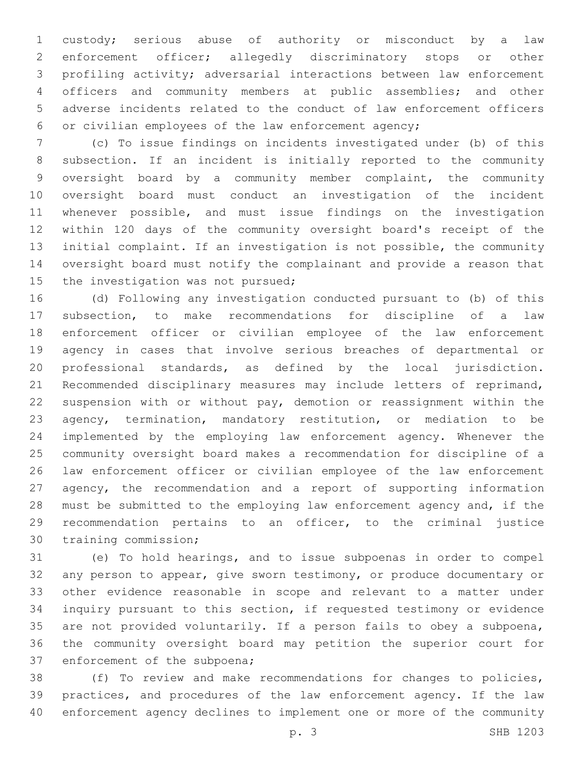custody; serious abuse of authority or misconduct by a law enforcement officer; allegedly discriminatory stops or other profiling activity; adversarial interactions between law enforcement officers and community members at public assemblies; and other adverse incidents related to the conduct of law enforcement officers or civilian employees of the law enforcement agency;

(c) To issue findings on incidents investigated under (b) of this subsection. If an incident is initially reported to the community oversight board by a community member complaint, the community oversight board must conduct an investigation of the incident whenever possible, and must issue findings on the investigation within 120 days of the community oversight board's receipt of the initial complaint. If an investigation is not possible, the community oversight board must notify the complainant and provide a reason that the investigation was not pursued;

(d) Following any investigation conducted pursuant to (b) of this subsection, to make recommendations for discipline of a law enforcement officer or civilian employee of the law enforcement agency in cases that involve serious breaches of departmental or professional standards, as defined by the local jurisdiction. Recommended disciplinary measures may include letters of reprimand, suspension with or without pay, demotion or reassignment within the agency, termination, mandatory restitution, or mediation to be implemented by the employing law enforcement agency. Whenever the community oversight board makes a recommendation for discipline of a law enforcement officer or civilian employee of the law enforcement agency, the recommendation and a report of supporting information must be submitted to the employing law enforcement agency and, if the recommendation pertains to an officer, to the criminal justice training commission;

(e) To hold hearings, and to issue subpoenas in order to compel any person to appear, give sworn testimony, or produce documentary or other evidence reasonable in scope and relevant to a matter under inquiry pursuant to this section, if requested testimony or evidence are not provided voluntarily. If a person fails to obey a subpoena, the community oversight board may petition the superior court for enforcement of the subpoena;

(f) To review and make recommendations for changes to policies, practices, and procedures of the law enforcement agency. If the law enforcement agency declines to implement one or more of the community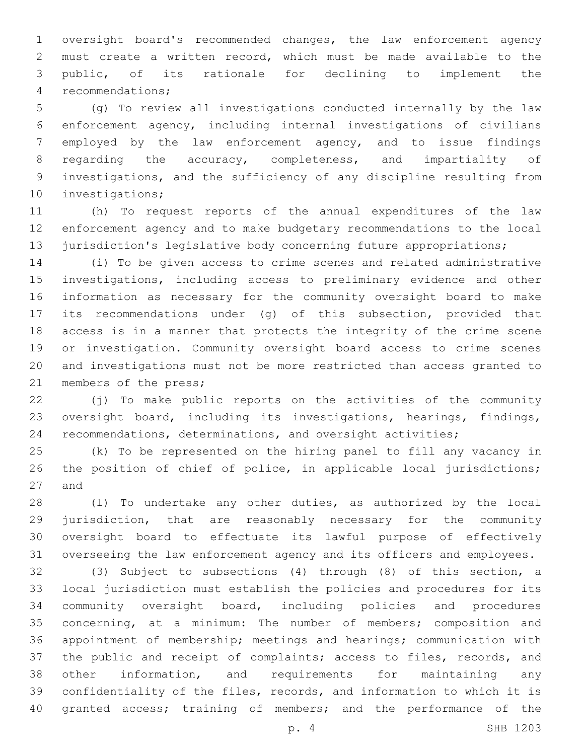oversight board's recommended changes, the law enforcement agency must create a written record, which must be made available to the public, of its rationale for declining to implement the recommendations;

(g) To review all investigations conducted internally by the law enforcement agency, including internal investigations of civilians employed by the law enforcement agency, and to issue findings regarding the accuracy, completeness, and impartiality of investigations, and the sufficiency of any discipline resulting from investigations;

(h) To request reports of the annual expenditures of the law enforcement agency and to make budgetary recommendations to the local jurisdiction's legislative body concerning future appropriations;

(i) To be given access to crime scenes and related administrative investigations, including access to preliminary evidence and other information as necessary for the community oversight board to make its recommendations under (g) of this subsection, provided that access is in a manner that protects the integrity of the crime scene or investigation. Community oversight board access to crime scenes and investigations must not be more restricted than access granted to members of the press;

(j) To make public reports on the activities of the community oversight board, including its investigations, hearings, findings, recommendations, determinations, and oversight activities;

(k) To be represented on the hiring panel to fill any vacancy in the position of chief of police, in applicable local jurisdictions; and

(l) To undertake any other duties, as authorized by the local jurisdiction, that are reasonably necessary for the community oversight board to effectuate its lawful purpose of effectively overseeing the law enforcement agency and its officers and employees.

(3) Subject to subsections (4) through (8) of this section, a local jurisdiction must establish the policies and procedures for its community oversight board, including policies and procedures concerning, at a minimum: The number of members; composition and appointment of membership; meetings and hearings; communication with the public and receipt of complaints; access to files, records, and other information, and requirements for maintaining any confidentiality of the files, records, and information to which it is granted access; training of members; and the performance of the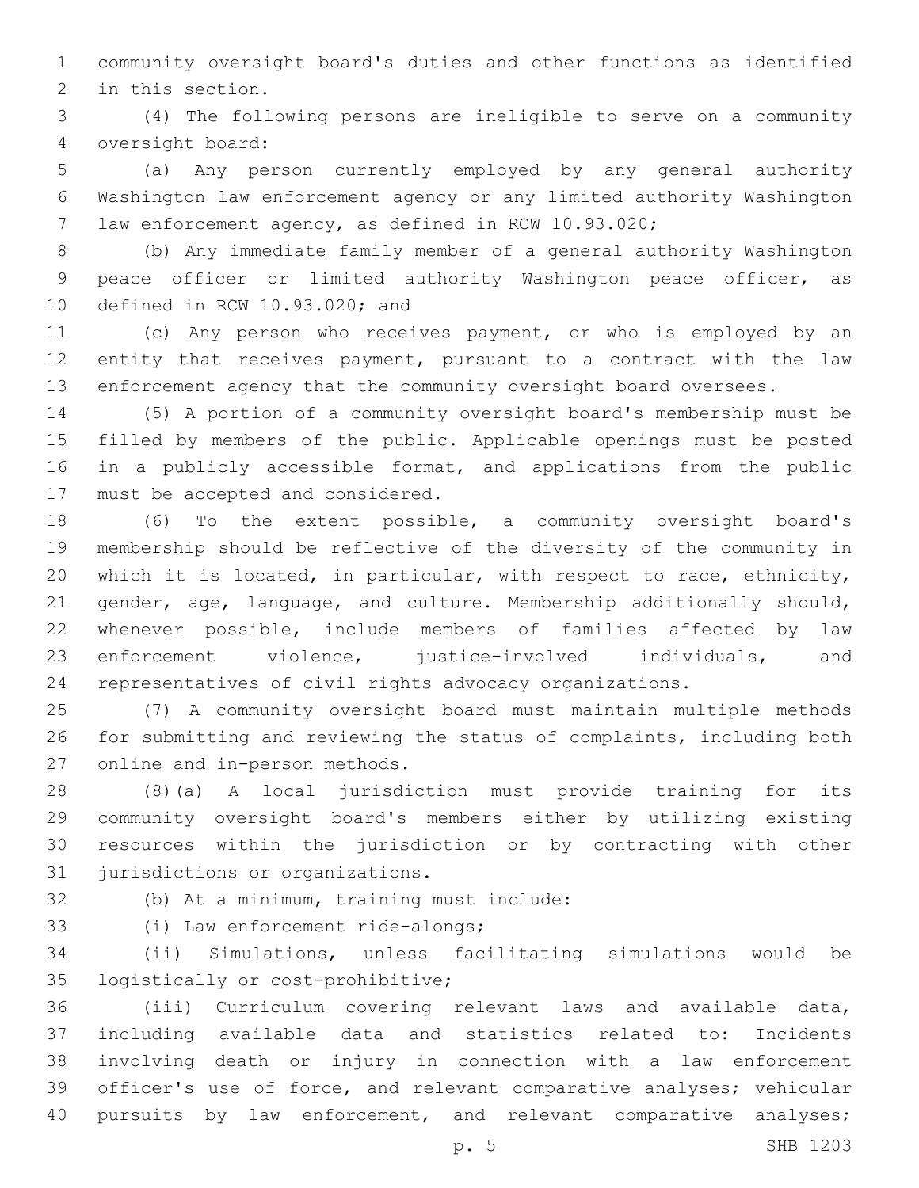community oversight board's duties and other functions as identified in this section.

(4) The following persons are ineligible to serve on a community oversight board:

(a) Any person currently employed by any general authority Washington law enforcement agency or any limited authority Washington law enforcement agency, as defined in RCW 10.93.020;

(b) Any immediate family member of a general authority Washington peace officer or limited authority Washington peace officer, as defined in RCW 10.93.020; and

(c) Any person who receives payment, or who is employed by an entity that receives payment, pursuant to a contract with the law enforcement agency that the community oversight board oversees.

(5) A portion of a community oversight board's membership must be filled by members of the public. Applicable openings must be posted in a publicly accessible format, and applications from the public must be accepted and considered.

(6) To the extent possible, a community oversight board's membership should be reflective of the diversity of the community in which it is located, in particular, with respect to race, ethnicity, gender, age, language, and culture. Membership additionally should, whenever possible, include members of families affected by law enforcement violence, justice-involved individuals, and representatives of civil rights advocacy organizations.

(7) A community oversight board must maintain multiple methods for submitting and reviewing the status of complaints, including both online and in-person methods.

(8)(a) A local jurisdiction must provide training for its community oversight board's members either by utilizing existing resources within the jurisdiction or by contracting with other jurisdictions or organizations.

(b) At a minimum, training must include:

(i) Law enforcement ride-alongs;

(ii) Simulations, unless facilitating simulations would be logistically or cost-prohibitive;

(iii) Curriculum covering relevant laws and available data, including available data and statistics related to: Incidents involving death or injury in connection with a law enforcement officer's use of force, and relevant comparative analyses; vehicular pursuits by law enforcement, and relevant comparative analyses;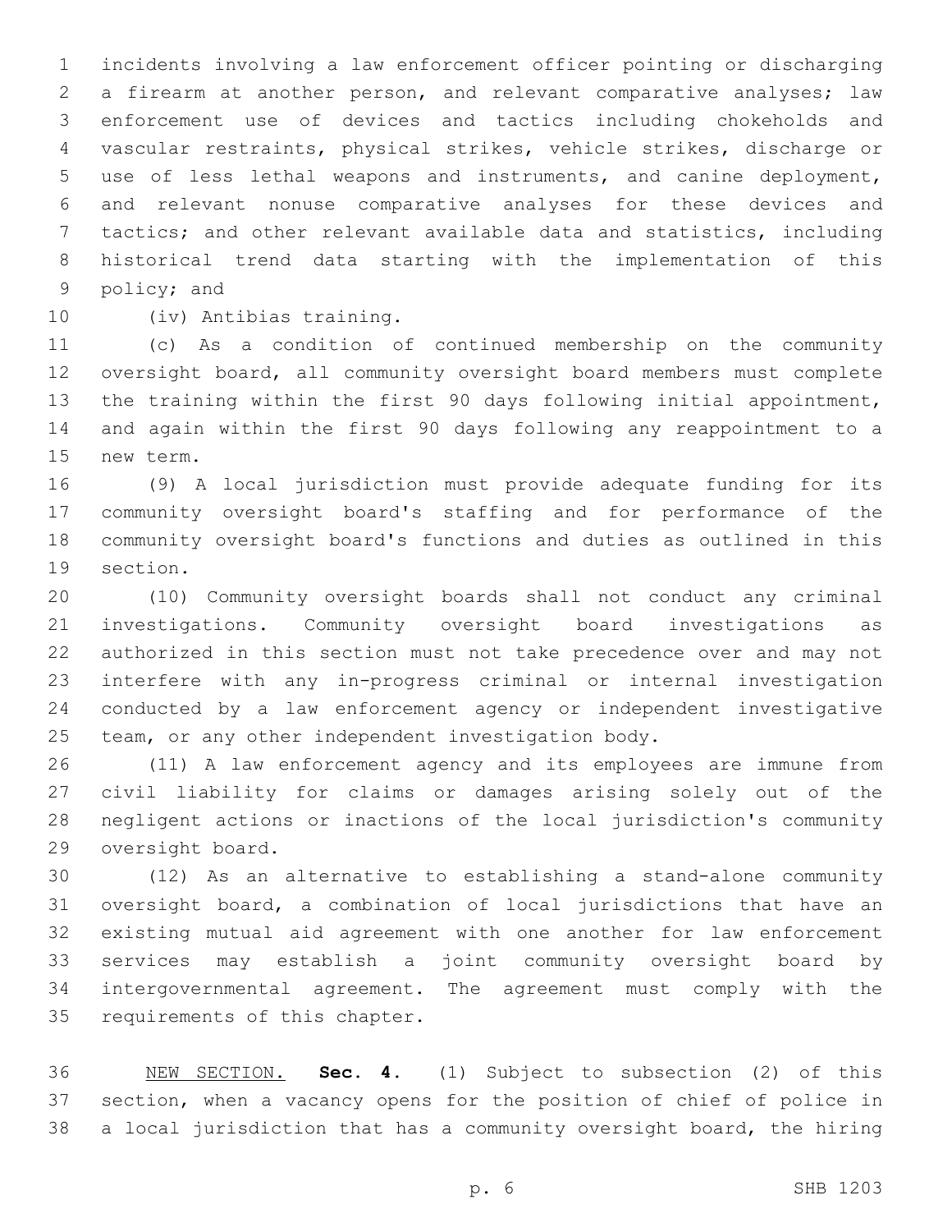incidents involving a law enforcement officer pointing or discharging a firearm at another person, and relevant comparative analyses; law enforcement use of devices and tactics including chokeholds and vascular restraints, physical strikes, vehicle strikes, discharge or use of less lethal weapons and instruments, and canine deployment, and relevant nonuse comparative analyses for these devices and tactics; and other relevant available data and statistics, including historical trend data starting with the implementation of this policy; and

(iv) Antibias training.

(c) As a condition of continued membership on the community oversight board, all community oversight board members must complete the training within the first 90 days following initial appointment, and again within the first 90 days following any reappointment to a new term.

(9) A local jurisdiction must provide adequate funding for its community oversight board's staffing and for performance of the community oversight board's functions and duties as outlined in this section.

(10) Community oversight boards shall not conduct any criminal investigations. Community oversight board investigations as authorized in this section must not take precedence over and may not interfere with any in-progress criminal or internal investigation conducted by a law enforcement agency or independent investigative team, or any other independent investigation body.

(11) A law enforcement agency and its employees are immune from civil liability for claims or damages arising solely out of the negligent actions or inactions of the local jurisdiction's community oversight board.

(12) As an alternative to establishing a stand-alone community oversight board, a combination of local jurisdictions that have an existing mutual aid agreement with one another for law enforcement services may establish a joint community oversight board by intergovernmental agreement. The agreement must comply with the requirements of this chapter.

NEW SECTION. **Sec. 4.** (1) Subject to subsection (2) of this section, when a vacancy opens for the position of chief of police in a local jurisdiction that has a community oversight board, the hiring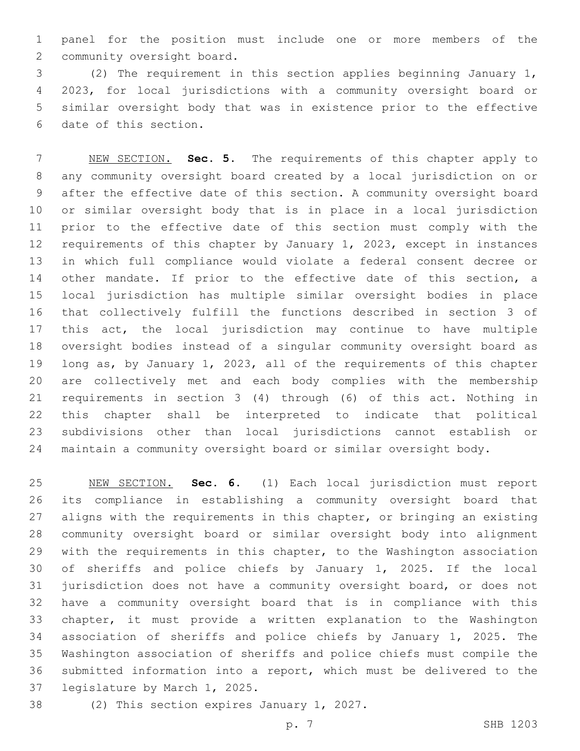panel for the position must include one or more members of the community oversight board.

(2) The requirement in this section applies beginning January 1, 2023, for local jurisdictions with a community oversight board or similar oversight body that was in existence prior to the effective date of this section.

NEW SECTION. **Sec. 5.** The requirements of this chapter apply to any community oversight board created by a local jurisdiction on or after the effective date of this section. A community oversight board or similar oversight body that is in place in a local jurisdiction prior to the effective date of this section must comply with the requirements of this chapter by January 1, 2023, except in instances in which full compliance would violate a federal consent decree or other mandate. If prior to the effective date of this section, a local jurisdiction has multiple similar oversight bodies in place that collectively fulfill the functions described in section 3 of this act, the local jurisdiction may continue to have multiple oversight bodies instead of a singular community oversight board as long as, by January 1, 2023, all of the requirements of this chapter are collectively met and each body complies with the membership requirements in section 3 (4) through (6) of this act. Nothing in this chapter shall be interpreted to indicate that political subdivisions other than local jurisdictions cannot establish or maintain a community oversight board or similar oversight body.

NEW SECTION. **Sec. 6.** (1) Each local jurisdiction must report its compliance in establishing a community oversight board that aligns with the requirements in this chapter, or bringing an existing community oversight board or similar oversight body into alignment with the requirements in this chapter, to the Washington association of sheriffs and police chiefs by January 1, 2025. If the local jurisdiction does not have a community oversight board, or does not have a community oversight board that is in compliance with this chapter, it must provide a written explanation to the Washington association of sheriffs and police chiefs by January 1, 2025. The Washington association of sheriffs and police chiefs must compile the submitted information into a report, which must be delivered to the legislature by March 1, 2025.

(2) This section expires January 1, 2027.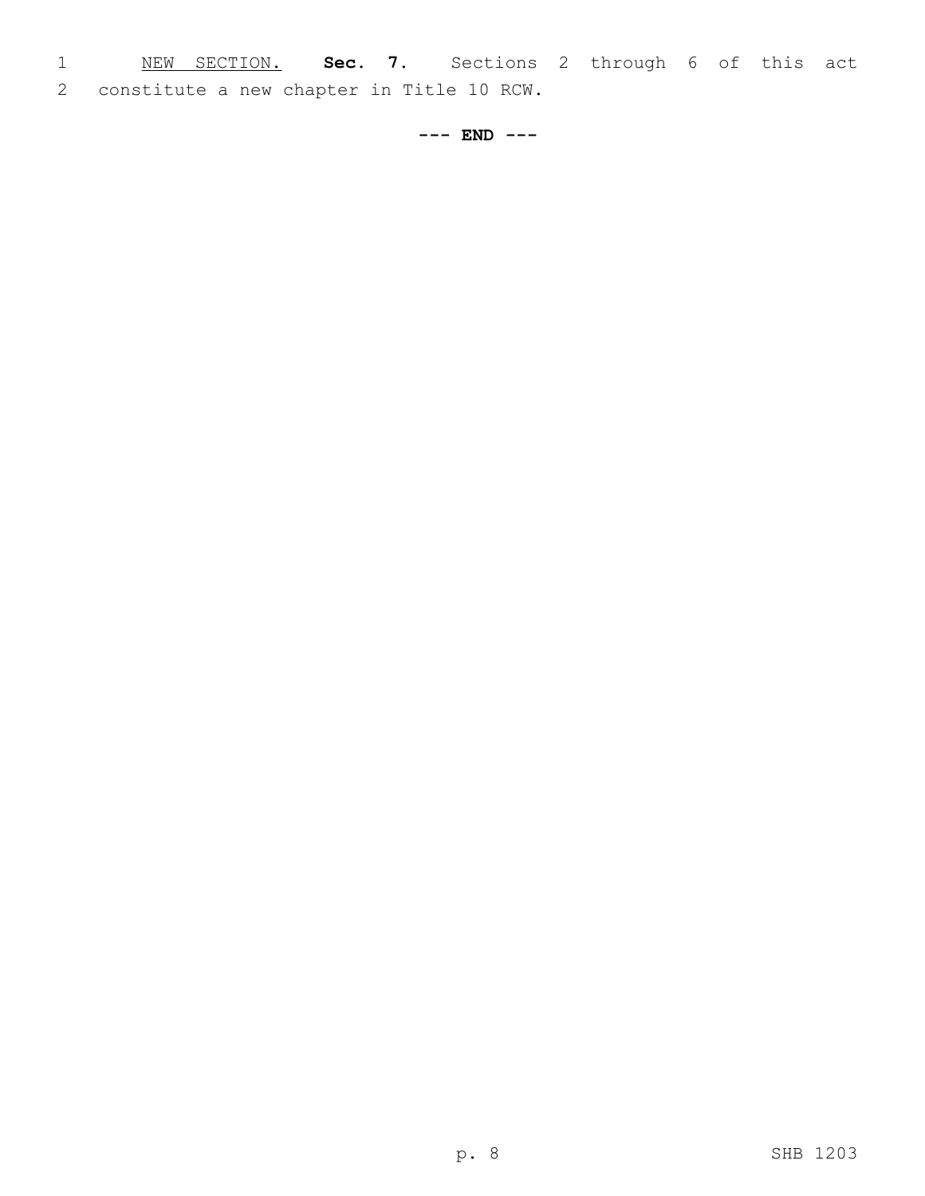NEW SECTION. **Sec. 7.** Sections 2 through 6 of this act constitute a new chapter in Title 10 RCW.

**--- END ---**